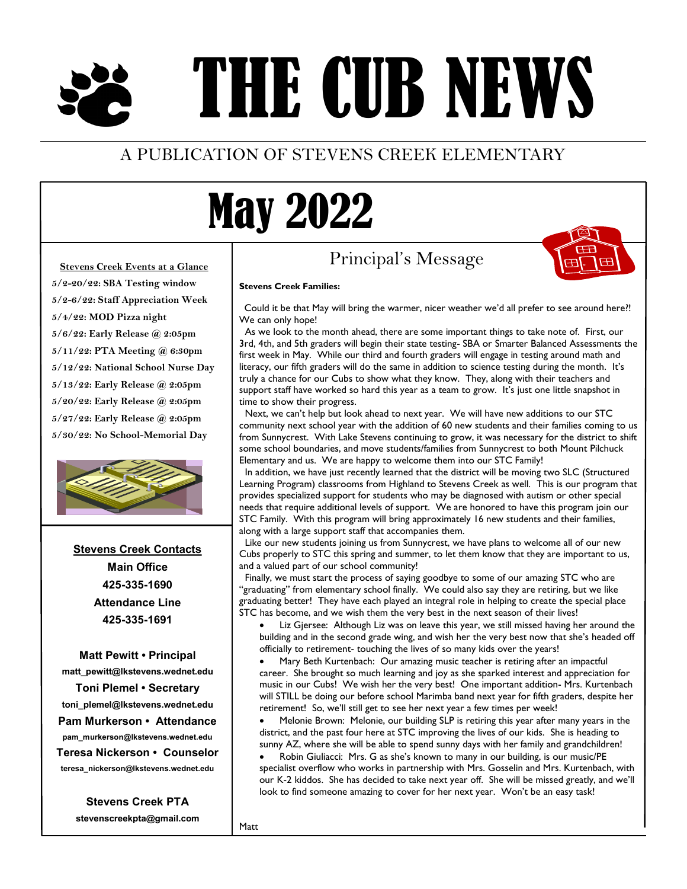# THE CUB NEWS

A PUBLICATION OF STEVENS CREEK ELEMENTARY

# May 2022

**Stevens Creek Events at a Glance**

- **5/2-20/22:** SBA Testing window
- **5/2-6/22:** Staff Appreciation Week
- **5/4/22:** MOD Pizza night
- **5/6/22:** Early Release @ 2:05pm
- **5/11/22:** PTA Meeting @ 6:30pm
- **5/12/22:** National School Nurse Day
- **5/13/22:** Early Release @ 2:05pm
- **5/20/22:** Early Release @ 2:05pm
- **5/27/22:** Early Release @ 2:05pm
- **5/30/22:** No School-Memorial Day

**Stevens Creek Contacts**

**Main Office**
**425-335-1690**
**Attendance Line**
**425-335-1691**

**Matt Pewitt • Principal**
matt_pewitt@lkstevens.wednet.edu

**Toni Plemel • Secretary**
toni_plemel@lkstevens.wednet.edu

**Pam Murkerson • Attendance**
pam_murkerson@lkstevens.wednet.edu

**Teresa Nickerson • Counselor**
teresa_nickerson@lkstevens.wednet.edu

**Stevens Creek PTA**
stevenscreekpta@gmail.com

## Principal's Message

**Stevens Creek Families:**

Could it be that May will bring the warmer, nicer weather we'd all prefer to see around here?! We can only hope!

As we look to the month ahead, there are some important things to take note of. First, our 3rd, 4th, and 5th graders will begin their state testing- SBA or Smarter Balanced Assessments the first week in May. While our third and fourth graders will engage in testing around math and literacy, our fifth graders will do the same in addition to science testing during the month. It's truly a chance for our Cubs to show what they know. They, along with their teachers and support staff have worked so hard this year as a team to grow. It's just one little snapshot in time to show their progress.

Next, we can't help but look ahead to next year. We will have new additions to our STC community next school year with the addition of 60 new students and their families coming to us from Sunnycrest. With Lake Stevens continuing to grow, it was necessary for the district to shift some school boundaries, and move students/families from Sunnycrest to both Mount Pilchuck Elementary and us. We are happy to welcome them into our STC Family!

In addition, we have just recently learned that the district will be moving two SLC (Structured Learning Program) classrooms from Highland to Stevens Creek as well. This is our program that provides specialized support for students who may be diagnosed with autism or other special needs that require additional levels of support. We are honored to have this program join our STC Family. With this program will bring approximately 16 new students and their families, along with a large support staff that accompanies them.

Like our new students joining us from Sunnycrest, we have plans to welcome all of our new Cubs properly to STC this spring and summer, to let them know that they are important to us, and a valued part of our school community!

Finally, we must start the process of saying goodbye to some of our amazing STC who are "graduating" from elementary school finally. We could also say they are retiring, but we like graduating better! They have each played an integral role in helping to create the special place STC has become, and we wish them the very best in the next season of their lives!

- Liz Gjersee: Although Liz was on leave this year, we still missed having her around the building and in the second grade wing, and wish her the very best now that she's headed off officially to retirement- touching the lives of so many kids over the years!
- Mary Beth Kurtenbach: Our amazing music teacher is retiring after an impactful career. She brought so much learning and joy as she sparked interest and appreciation for music in our Cubs! We wish her the very best! One important addition- Mrs. Kurtenbach will STILL be doing our before school Marimba band next year for fifth graders, despite her retirement! So, we'll still get to see her next year a few times per week!
- Melonie Brown: Melonie, our building SLP is retiring this year after many years in the district, and the past four here at STC improving the lives of our kids. She is heading to sunny AZ, where she will be able to spend sunny days with her family and grandchildren!
- Robin Giuliacci: Mrs. G as she's known to many in our building, is our music/PE specialist overflow who works in partnership with Mrs. Gosselin and Mrs. Kurtenbach, with our K-2 kiddos. She has decided to take next year off. She will be missed greatly, and we'll look to find someone amazing to cover for her next year. Won't be an easy task!

Matt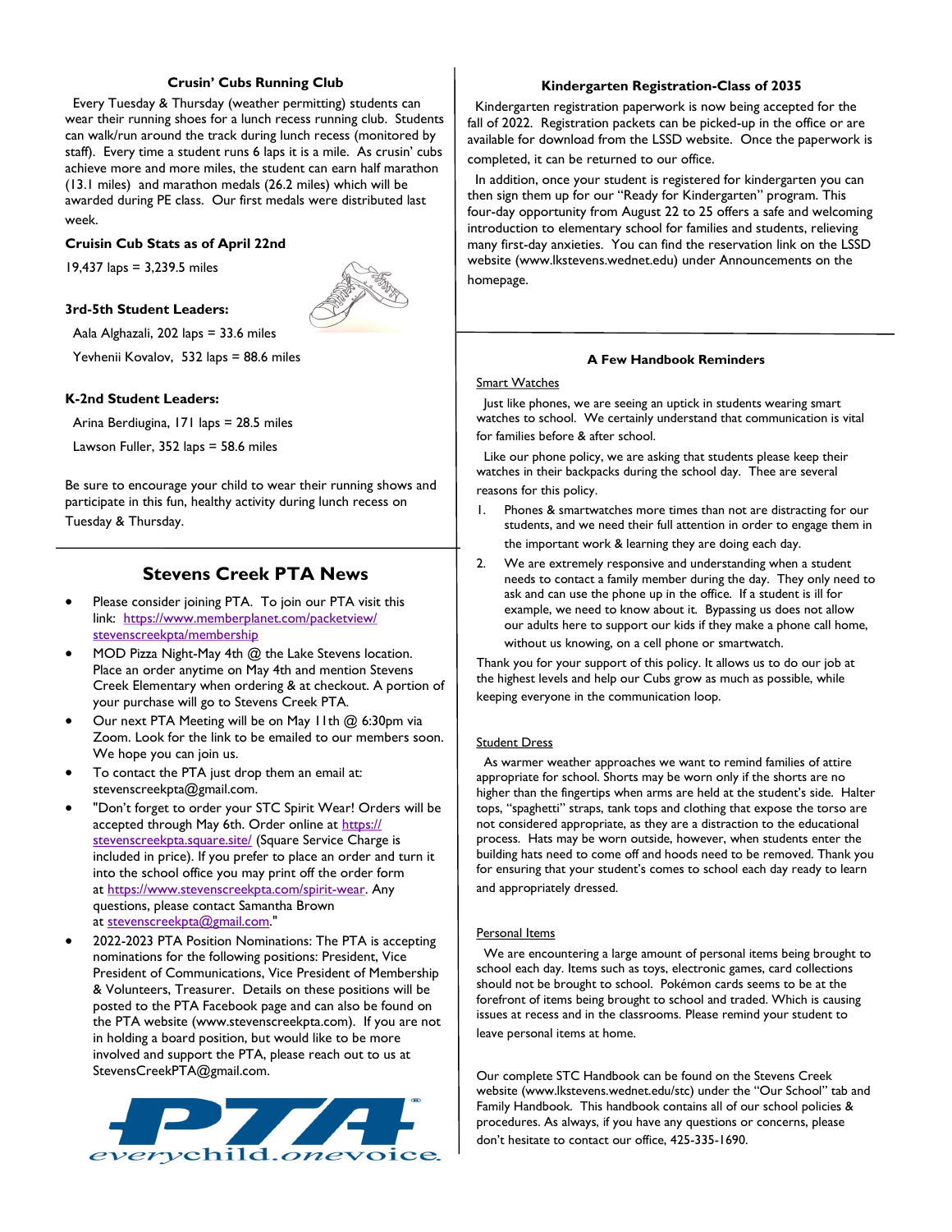### Crusin' Cubs Running Club

Every Tuesday & Thursday (weather permitting) students can wear their running shoes for a lunch recess running club. Students can walk/run around the track during lunch recess (monitored by staff). Every time a student runs 6 laps it is a mile. As crusin' cubs achieve more and more miles, the student can earn half marathon (13.1 miles) and marathon medals (26.2 miles) which will be awarded during PE class. Our first medals were distributed last week.

**Cruisin Cub Stats as of April 22nd**

19,437 laps = 3,239.5 miles

**3rd-5th Student Leaders:**

Aala Alghazali, 202 laps = 33.6 miles

Yevhenii Kovalov, 532 laps = 88.6 miles

**K-2nd Student Leaders:**

Arina Berdiugina, 171 laps = 28.5 miles

Lawson Fuller, 352 laps = 58.6 miles

Be sure to encourage your child to wear their running shows and participate in this fun, healthy activity during lunch recess on Tuesday & Thursday.

## Stevens Creek PTA News

- Please consider joining PTA. To join our PTA visit this link: https://www.memberplanet.com/packetview/stevenscreekpta/membership
- MOD Pizza Night-May 4th @ the Lake Stevens location. Place an order anytime on May 4th and mention Stevens Creek Elementary when ordering & at checkout. A portion of your purchase will go to Stevens Creek PTA.
- Our next PTA Meeting will be on May 11th @ 6:30pm via Zoom. Look for the link to be emailed to our members soon. We hope you can join us.
- To contact the PTA just drop them an email at: stevenscreekpta@gmail.com.
- "Don't forget to order your STC Spirit Wear! Orders will be accepted through May 6th. Order online at https://stevenscreekpta.square.site/ (Square Service Charge is included in price). If you prefer to place an order and turn it into the school office you may print off the order form at https://www.stevenscreekpta.com/spirit-wear. Any questions, please contact Samantha Brown at stevenscreekpta@gmail.com."
- 2022-2023 PTA Position Nominations: The PTA is accepting nominations for the following positions: President, Vice President of Communications, Vice President of Membership & Volunteers, Treasurer. Details on these positions will be posted to the PTA Facebook page and can also be found on the PTA website (www.stevenscreekpta.com). If you are not in holding a board position, but would like to be more involved and support the PTA, please reach out to us at StevensCreekPTA@gmail.com.

PTA everychild.onevoice.

### Kindergarten Registration-Class of 2035

Kindergarten registration paperwork is now being accepted for the fall of 2022. Registration packets can be picked-up in the office or are available for download from the LSSD website. Once the paperwork is completed, it can be returned to our office.

In addition, once your student is registered for kindergarten you can then sign them up for our "Ready for Kindergarten" program. This four-day opportunity from August 22 to 25 offers a safe and welcoming introduction to elementary school for families and students, relieving many first-day anxieties. You can find the reservation link on the LSSD website (www.lkstevens.wednet.edu) under Announcements on the homepage.

### A Few Handbook Reminders

Smart Watches

Just like phones, we are seeing an uptick in students wearing smart watches to school. We certainly understand that communication is vital for families before & after school.

Like our phone policy, we are asking that students please keep their watches in their backpacks during the school day. Thee are several reasons for this policy.

1. Phones & smartwatches more times than not are distracting for our students, and we need their full attention in order to engage them in the important work & learning they are doing each day.
2. We are extremely responsive and understanding when a student needs to contact a family member during the day. They only need to ask and can use the phone up in the office. If a student is ill for example, we need to know about it. Bypassing us does not allow our adults here to support our kids if they make a phone call home, without us knowing, on a cell phone or smartwatch.

Thank you for your support of this policy. It allows us to do our job at the highest levels and help our Cubs grow as much as possible, while keeping everyone in the communication loop.

Student Dress

As warmer weather approaches we want to remind families of attire appropriate for school. Shorts may be worn only if the shorts are no higher than the fingertips when arms are held at the student's side. Halter tops, "spaghetti" straps, tank tops and clothing that expose the torso are not considered appropriate, as they are a distraction to the educational process. Hats may be worn outside, however, when students enter the building hats need to come off and hoods need to be removed. Thank you for ensuring that your student's comes to school each day ready to learn and appropriately dressed.

Personal Items

We are encountering a large amount of personal items being brought to school each day. Items such as toys, electronic games, card collections should not be brought to school. Pokémon cards seems to be at the forefront of items being brought to school and traded. Which is causing issues at recess and in the classrooms. Please remind your student to leave personal items at home.

Our complete STC Handbook can be found on the Stevens Creek website (www.lkstevens.wednet.edu/stc) under the "Our School" tab and Family Handbook. This handbook contains all of our school policies & procedures. As always, if you have any questions or concerns, please don't hesitate to contact our office, 425-335-1690.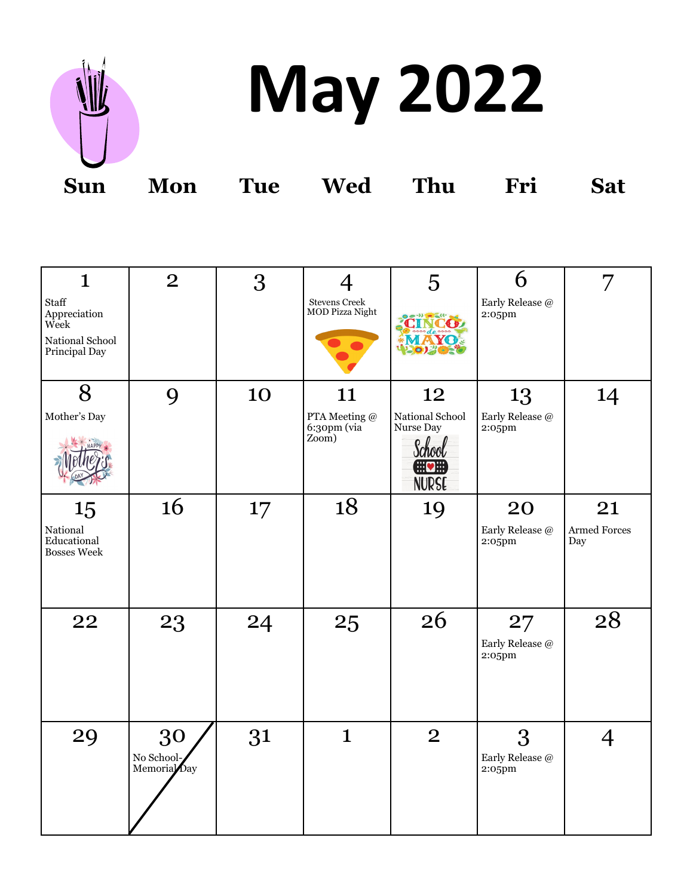# May 2022

| Sun | Mon | Tue | Wed | Thu | Fri | Sat |
|---|---|---|---|---|---|---|
| 1 Staff Appreciation Week National School Principal Day | 2 | 3 | 4 Stevens Creek MOD Pizza Night | 5 | 6 Early Release @ 2:05pm | 7 |
| 8 Mother's Day | 9 | 10 | 11 PTA Meeting @ 6:30pm (via Zoom) | 12 National School Nurse Day | 13 Early Release @ 2:05pm | 14 |
| 15 National Educational Bosses Week | 16 | 17 | 18 | 19 | 20 Early Release @ 2:05pm | 21 Armed Forces Day |
| 22 | 23 | 24 | 25 | 26 | 27 Early Release @ 2:05pm | 28 |
| 29 | 30 No School- Memorial Day | 31 | 1 | 2 | 3 Early Release @ 2:05pm | 4 |